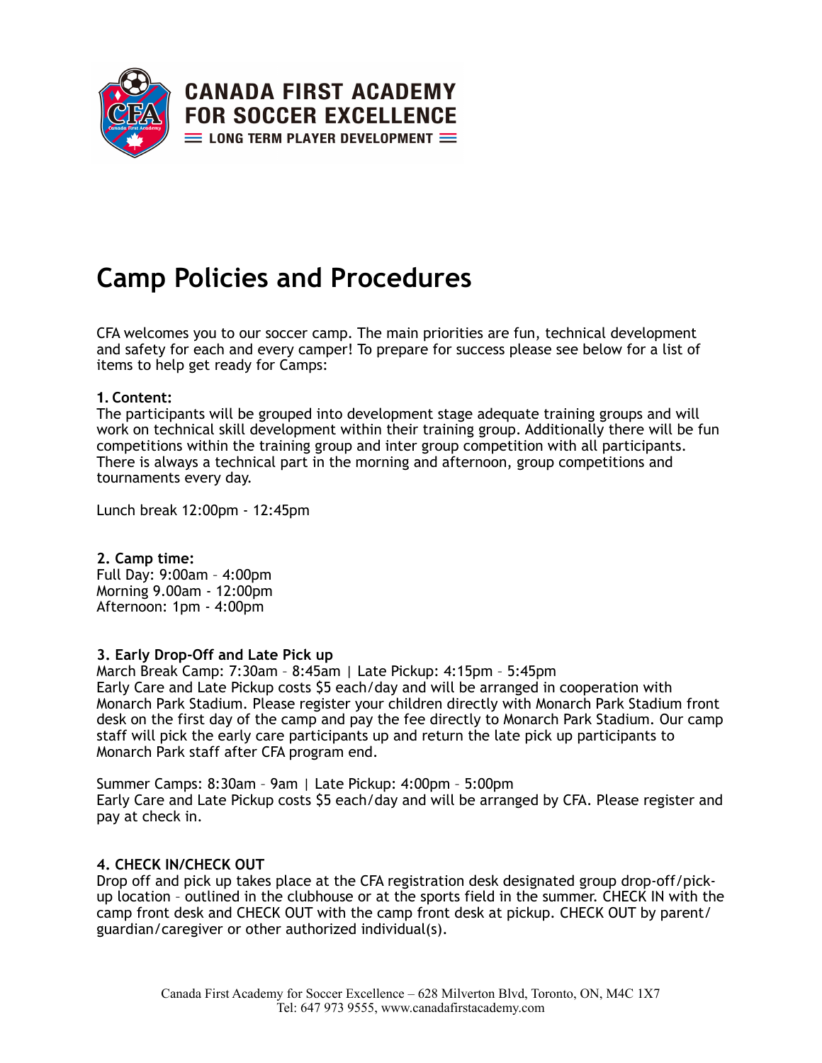CANADA FIRST ACADEMY
FOR SOCCER EXCELLENCE
LONG TERM PLAYER DEVELOPMENT

# Camp Policies and Procedures

CFA welcomes you to our soccer camp. The main priorities are fun, technical development and safety for each and every camper! To prepare for success please see below for a list of items to help get ready for Camps:

**1. Content:**
The participants will be grouped into development stage adequate training groups and will work on technical skill development within their training group. Additionally there will be fun competitions within the training group and inter group competition with all participants. There is always a technical part in the morning and afternoon, group competitions and tournaments every day.

Lunch break 12:00pm - 12:45pm

**2. Camp time:**
Full Day: 9:00am – 4:00pm
Morning 9.00am - 12:00pm
Afternoon: 1pm - 4:00pm

**3. Early Drop-Off and Late Pick up**
March Break Camp: 7:30am – 8:45am | Late Pickup: 4:15pm – 5:45pm
Early Care and Late Pickup costs $5 each/day and will be arranged in cooperation with Monarch Park Stadium. Please register your children directly with Monarch Park Stadium front desk on the first day of the camp and pay the fee directly to Monarch Park Stadium. Our camp staff will pick the early care participants up and return the late pick up participants to Monarch Park staff after CFA program end.

Summer Camps: 8:30am – 9am | Late Pickup: 4:00pm – 5:00pm
Early Care and Late Pickup costs $5 each/day and will be arranged by CFA. Please register and pay at check in.

**4. CHECK IN/CHECK OUT**
Drop off and pick up takes place at the CFA registration desk designated group drop-off/pick-up location – outlined in the clubhouse or at the sports field in the summer. CHECK IN with the camp front desk and CHECK OUT with the camp front desk at pickup. CHECK OUT by parent/guardian/caregiver or other authorized individual(s).

Canada First Academy for Soccer Excellence – 628 Milverton Blvd, Toronto, ON, M4C 1X7
Tel: 647 973 9555, www.canadafirstacademy.com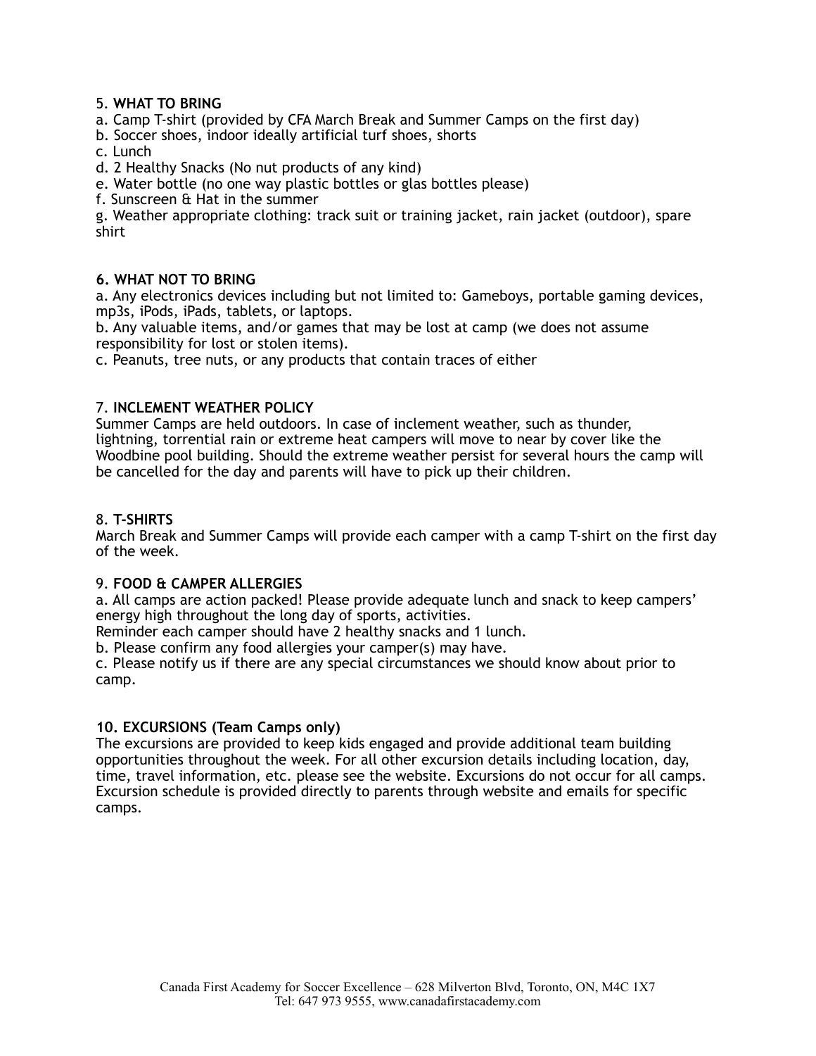5. **WHAT TO BRING**

a. Camp T-shirt (provided by CFA March Break and Summer Camps on the first day)
b. Soccer shoes, indoor ideally artificial turf shoes, shorts
c. Lunch
d. 2 Healthy Snacks (No nut products of any kind)
e. Water bottle (no one way plastic bottles or glas bottles please)
f. Sunscreen & Hat in the summer
g. Weather appropriate clothing: track suit or training jacket, rain jacket (outdoor), spare shirt

**6. WHAT NOT TO BRING**

a. Any electronics devices including but not limited to: Gameboys, portable gaming devices, mp3s, iPods, iPads, tablets, or laptops.
b. Any valuable items, and/or games that may be lost at camp (we does not assume responsibility for lost or stolen items).
c. Peanuts, tree nuts, or any products that contain traces of either

7. **INCLEMENT WEATHER POLICY**

Summer Camps are held outdoors. In case of inclement weather, such as thunder, lightning, torrential rain or extreme heat campers will move to near by cover like the Woodbine pool building. Should the extreme weather persist for several hours the camp will be cancelled for the day and parents will have to pick up their children.

8. **T-SHIRTS**

March Break and Summer Camps will provide each camper with a camp T-shirt on the first day of the week.

9. **FOOD & CAMPER ALLERGIES**

a. All camps are action packed! Please provide adequate lunch and snack to keep campers' energy high throughout the long day of sports, activities.
Reminder each camper should have 2 healthy snacks and 1 lunch.
b. Please confirm any food allergies your camper(s) may have.
c. Please notify us if there are any special circumstances we should know about prior to camp.

**10. EXCURSIONS (Team Camps only)**

The excursions are provided to keep kids engaged and provide additional team building opportunities throughout the week. For all other excursion details including location, day, time, travel information, etc. please see the website. Excursions do not occur for all camps. Excursion schedule is provided directly to parents through website and emails for specific camps.

Canada First Academy for Soccer Excellence – 628 Milverton Blvd, Toronto, ON, M4C 1X7
Tel: 647 973 9555, www.canadafirstacademy.com